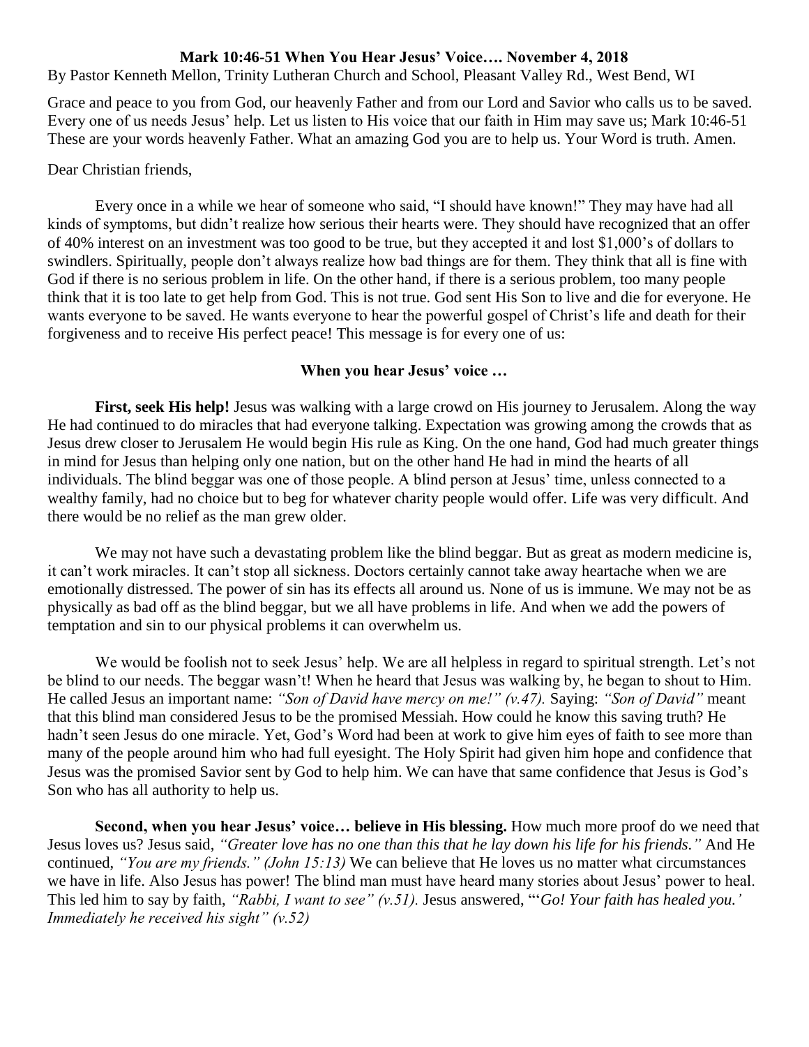**Mark 10:46-51 When You Hear Jesus' Voice…. November 4, 2018**

By Pastor Kenneth Mellon, Trinity Lutheran Church and School, Pleasant Valley Rd., West Bend, WI

Grace and peace to you from God, our heavenly Father and from our Lord and Savior who calls us to be saved. Every one of us needs Jesus' help. Let us listen to His voice that our faith in Him may save us; Mark 10:46-51 These are your words heavenly Father. What an amazing God you are to help us. Your Word is truth. Amen.

Dear Christian friends,

Every once in a while we hear of someone who said, "I should have known!" They may have had all kinds of symptoms, but didn't realize how serious their hearts were. They should have recognized that an offer of 40% interest on an investment was too good to be true, but they accepted it and lost $1,000's of dollars to swindlers. Spiritually, people don't always realize how bad things are for them. They think that all is fine with God if there is no serious problem in life. On the other hand, if there is a serious problem, too many people think that it is too late to get help from God. This is not true. God sent His Son to live and die for everyone. He wants everyone to be saved. He wants everyone to hear the powerful gospel of Christ's life and death for their forgiveness and to receive His perfect peace! This message is for every one of us:

**When you hear Jesus' voice …**

**First, seek His help!** Jesus was walking with a large crowd on His journey to Jerusalem. Along the way He had continued to do miracles that had everyone talking. Expectation was growing among the crowds that as Jesus drew closer to Jerusalem He would begin His rule as King. On the one hand, God had much greater things in mind for Jesus than helping only one nation, but on the other hand He had in mind the hearts of all individuals. The blind beggar was one of those people. A blind person at Jesus' time, unless connected to a wealthy family, had no choice but to beg for whatever charity people would offer. Life was very difficult. And there would be no relief as the man grew older.

We may not have such a devastating problem like the blind beggar. But as great as modern medicine is, it can't work miracles. It can't stop all sickness. Doctors certainly cannot take away heartache when we are emotionally distressed. The power of sin has its effects all around us. None of us is immune. We may not be as physically as bad off as the blind beggar, but we all have problems in life. And when we add the powers of temptation and sin to our physical problems it can overwhelm us.

We would be foolish not to seek Jesus' help. We are all helpless in regard to spiritual strength. Let's not be blind to our needs. The beggar wasn't! When he heard that Jesus was walking by, he began to shout to Him. He called Jesus an important name: *"Son of David have mercy on me!" (v.47).* Saying: *"Son of David"* meant that this blind man considered Jesus to be the promised Messiah. How could he know this saving truth? He hadn't seen Jesus do one miracle. Yet, God's Word had been at work to give him eyes of faith to see more than many of the people around him who had full eyesight. The Holy Spirit had given him hope and confidence that Jesus was the promised Savior sent by God to help him. We can have that same confidence that Jesus is God's Son who has all authority to help us.

**Second, when you hear Jesus' voice… believe in His blessing.** How much more proof do we need that Jesus loves us? Jesus said, *"Greater love has no one than this that he lay down his life for his friends."* And He continued, *"You are my friends." (John 15:13)* We can believe that He loves us no matter what circumstances we have in life. Also Jesus has power! The blind man must have heard many stories about Jesus' power to heal. This led him to say by faith, *"Rabbi, I want to see" (v.51).* Jesus answered, "'*Go! Your faith has healed you.' Immediately he received his sight" (v.52)*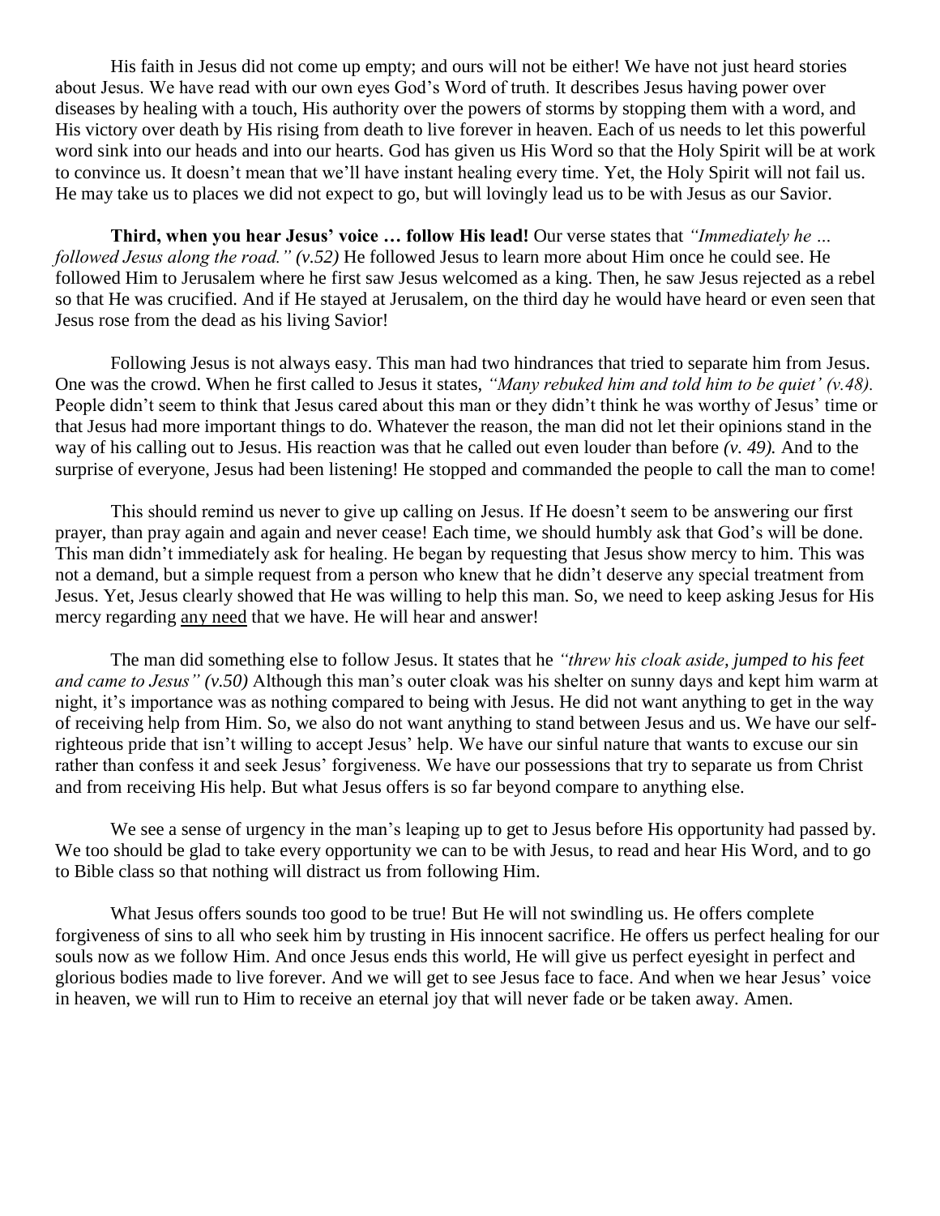His faith in Jesus did not come up empty; and ours will not be either! We have not just heard stories about Jesus. We have read with our own eyes God's Word of truth. It describes Jesus having power over diseases by healing with a touch, His authority over the powers of storms by stopping them with a word, and His victory over death by His rising from death to live forever in heaven. Each of us needs to let this powerful word sink into our heads and into our hearts. God has given us His Word so that the Holy Spirit will be at work to convince us. It doesn't mean that we'll have instant healing every time. Yet, the Holy Spirit will not fail us. He may take us to places we did not expect to go, but will lovingly lead us to be with Jesus as our Savior.

**Third, when you hear Jesus' voice … follow His lead!** Our verse states that *"Immediately he … followed Jesus along the road." (v.52)* He followed Jesus to learn more about Him once he could see. He followed Him to Jerusalem where he first saw Jesus welcomed as a king. Then, he saw Jesus rejected as a rebel so that He was crucified. And if He stayed at Jerusalem, on the third day he would have heard or even seen that Jesus rose from the dead as his living Savior!

Following Jesus is not always easy. This man had two hindrances that tried to separate him from Jesus. One was the crowd. When he first called to Jesus it states, *"Many rebuked him and told him to be quiet' (v.48).* People didn't seem to think that Jesus cared about this man or they didn't think he was worthy of Jesus' time or that Jesus had more important things to do. Whatever the reason, the man did not let their opinions stand in the way of his calling out to Jesus. His reaction was that he called out even louder than before *(v. 49).* And to the surprise of everyone, Jesus had been listening! He stopped and commanded the people to call the man to come!

This should remind us never to give up calling on Jesus. If He doesn't seem to be answering our first prayer, than pray again and again and never cease! Each time, we should humbly ask that God's will be done. This man didn't immediately ask for healing. He began by requesting that Jesus show mercy to him. This was not a demand, but a simple request from a person who knew that he didn't deserve any special treatment from Jesus. Yet, Jesus clearly showed that He was willing to help this man. So, we need to keep asking Jesus for His mercy regarding <u>any need</u> that we have. He will hear and answer!

The man did something else to follow Jesus. It states that he *"threw his cloak aside, jumped to his feet and came to Jesus" (v.50)* Although this man's outer cloak was his shelter on sunny days and kept him warm at night, it's importance was as nothing compared to being with Jesus. He did not want anything to get in the way of receiving help from Him. So, we also do not want anything to stand between Jesus and us. We have our self-righteous pride that isn't willing to accept Jesus' help. We have our sinful nature that wants to excuse our sin rather than confess it and seek Jesus' forgiveness. We have our possessions that try to separate us from Christ and from receiving His help. But what Jesus offers is so far beyond compare to anything else.

We see a sense of urgency in the man's leaping up to get to Jesus before His opportunity had passed by. We too should be glad to take every opportunity we can to be with Jesus, to read and hear His Word, and to go to Bible class so that nothing will distract us from following Him.

What Jesus offers sounds too good to be true! But He will not swindling us. He offers complete forgiveness of sins to all who seek him by trusting in His innocent sacrifice. He offers us perfect healing for our souls now as we follow Him. And once Jesus ends this world, He will give us perfect eyesight in perfect and glorious bodies made to live forever. And we will get to see Jesus face to face. And when we hear Jesus' voice in heaven, we will run to Him to receive an eternal joy that will never fade or be taken away. Amen.